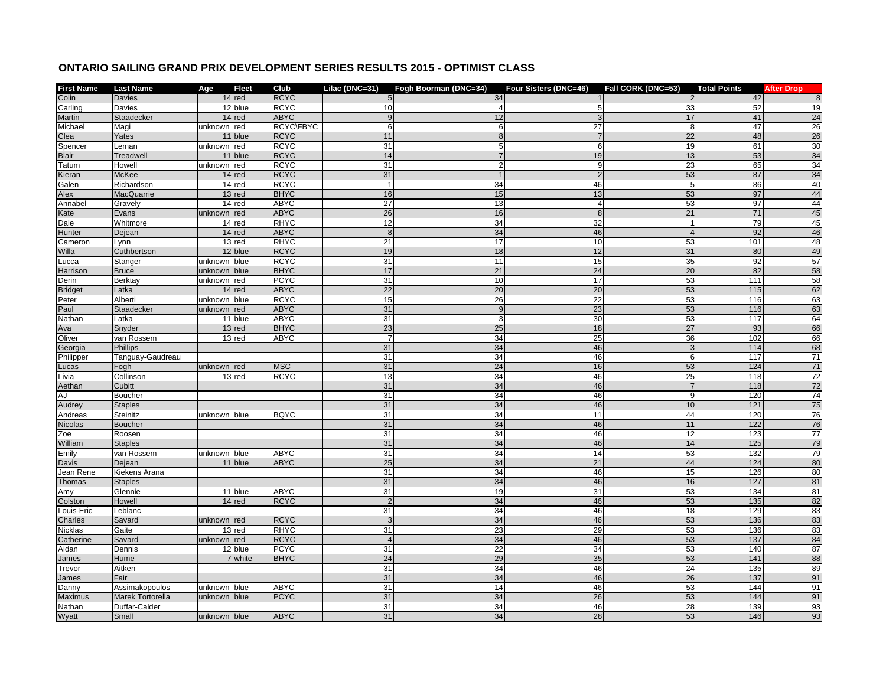# ONTARIO SAILING GRAND PRIX DEVELOPMENT SERIES RESULTS 2015 - OPTIMIST CLASS

| First Name | Last Name | Age | Fleet | Club | Lilac (DNC=31) | Fogh Boorman (DNC=34) | Four Sisters (DNC=46) | Fall CORK (DNC=53) | Total Points | After Drop |
|---|---|---|---|---|---|---|---|---|---|---|
| Colin | Davies | 14 | red | RCYC | 5 | 34 | 1 | 2 | 42 | 8 |
| Carling | Davies | 12 | blue | RCYC | 10 | 4 | 5 | 33 | 52 | 19 |
| Martin | Staadecker | 14 | red | ABYC | 9 | 12 | 3 | 17 | 41 | 24 |
| Michael | Magi | unknown | red | RCYC\FBYC | 6 | 6 | 27 | 8 | 47 | 26 |
| Clea | Yates | 11 | blue | RCYC | 11 | 8 | 7 | 22 | 48 | 26 |
| Spencer | Leman | unknown | red | RCYC | 31 | 5 | 6 | 19 | 61 | 30 |
| Blair | Treadwell | 11 | blue | RCYC | 14 | 7 | 19 | 13 | 53 | 34 |
| Tatum | Howell | unknown | red | RCYC | 31 | 2 | 9 | 23 | 65 | 34 |
| Kieran | McKee | 14 | red | RCYC | 31 | 1 | 2 | 53 | 87 | 34 |
| Galen | Richardson | 14 | red | RCYC | 1 | 34 | 46 | 5 | 86 | 40 |
| Alex | MacQuarrie | 13 | red | BHYC | 16 | 15 | 13 | 53 | 97 | 44 |
| Annabel | Gravely | 14 | red | ABYC | 27 | 13 | 4 | 53 | 97 | 44 |
| Kate | Evans | unknown | red | ABYC | 26 | 16 | 8 | 21 | 71 | 45 |
| Dale | Whitmore | 14 | red | RHYC | 12 | 34 | 32 | 1 | 79 | 45 |
| Hunter | Dejean | 14 | red | ABYC | 8 | 34 | 46 | 4 | 92 | 46 |
| Cameron | Lynn | 13 | red | RHYC | 21 | 17 | 10 | 53 | 101 | 48 |
| Willa | Cuthbertson | 12 | blue | RCYC | 19 | 18 | 12 | 31 | 80 | 49 |
| Lucca | Stanger | unknown | blue | RCYC | 31 | 11 | 15 | 35 | 92 | 57 |
| Harrison | Bruce | unknown | blue | BHYC | 17 | 21 | 24 | 20 | 82 | 58 |
| Derin | Berktay | unknown | red | PCYC | 31 | 10 | 17 | 53 | 111 | 58 |
| Bridget | Latka | 14 | red | ABYC | 22 | 20 | 20 | 53 | 115 | 62 |
| Peter | Alberti | unknown | blue | RCYC | 15 | 26 | 22 | 53 | 116 | 63 |
| Paul | Staadecker | unknown | red | ABYC | 31 | 9 | 23 | 53 | 116 | 63 |
| Nathan | Latka | 11 | blue | ABYC | 31 | 3 | 30 | 53 | 117 | 64 |
| Ava | Snyder | 13 | red | BHYC | 23 | 25 | 18 | 27 | 93 | 66 |
| Oliver | van Rossem | 13 | red | ABYC | 7 | 34 | 25 | 36 | 102 | 66 |
| Georgia | Phillips | | | | 31 | 34 | 46 | 3 | 114 | 68 |
| Philipper | Tanguay-Gaudreau | | | | 31 | 34 | 46 | 6 | 117 | 71 |
| Lucas | Fogh | unknown | red | MSC | 31 | 24 | 16 | 53 | 124 | 71 |
| Livia | Collinson | 13 | red | RCYC | 13 | 34 | 46 | 25 | 118 | 72 |
| Aethan | Cubitt | | | | 31 | 34 | 46 | 7 | 118 | 72 |
| AJ | Boucher | | | | 31 | 34 | 46 | 9 | 120 | 74 |
| Audrey | Staples | | | | 31 | 34 | 46 | 10 | 121 | 75 |
| Andreas | Steinitz | unknown | blue | BQYC | 31 | 34 | 11 | 44 | 120 | 76 |
| Nicolas | Boucher | | | | 31 | 34 | 46 | 11 | 122 | 76 |
| Zoe | Roosen | | | | 31 | 34 | 46 | 12 | 123 | 77 |
| William | Staples | | | | 31 | 34 | 46 | 14 | 125 | 79 |
| Emily | van Rossem | unknown | blue | ABYC | 31 | 34 | 14 | 53 | 132 | 79 |
| Davis | Dejean | 11 | blue | ABYC | 25 | 34 | 21 | 44 | 124 | 80 |
| Jean Rene | Kiekens Arana | | | | 31 | 34 | 46 | 15 | 126 | 80 |
| Thomas | Staples | | | | 31 | 34 | 46 | 16 | 127 | 81 |
| Amy | Glennie | 11 | blue | ABYC | 31 | 19 | 31 | 53 | 134 | 81 |
| Colston | Howell | 14 | red | RCYC | 2 | 34 | 46 | 53 | 135 | 82 |
| Louis-Eric | Leblanc | | | | 31 | 34 | 46 | 18 | 129 | 83 |
| Charles | Savard | unknown | red | RCYC | 3 | 34 | 46 | 53 | 136 | 83 |
| Nicklas | Gaite | 13 | red | RHYC | 31 | 23 | 29 | 53 | 136 | 83 |
| Catherine | Savard | unknown | red | RCYC | 4 | 34 | 46 | 53 | 137 | 84 |
| Aidan | Dennis | 12 | blue | PCYC | 31 | 22 | 34 | 53 | 140 | 87 |
| James | Hume | 7 | white | BHYC | 24 | 29 | 35 | 53 | 141 | 88 |
| Trevor | Aitken | | | | 31 | 34 | 46 | 24 | 135 | 89 |
| James | Fair | | | | 31 | 34 | 46 | 26 | 137 | 91 |
| Danny | Assimakopoulos | unknown | blue | ABYC | 31 | 14 | 46 | 53 | 144 | 91 |
| Maximus | Marek Tortorella | unknown | blue | PCYC | 31 | 34 | 26 | 53 | 144 | 91 |
| Nathan | Duffar-Calder | | | | 31 | 34 | 46 | 28 | 139 | 93 |
| Wyatt | Small | unknown | blue | ABYC | 31 | 34 | 28 | 53 | 146 | 93 |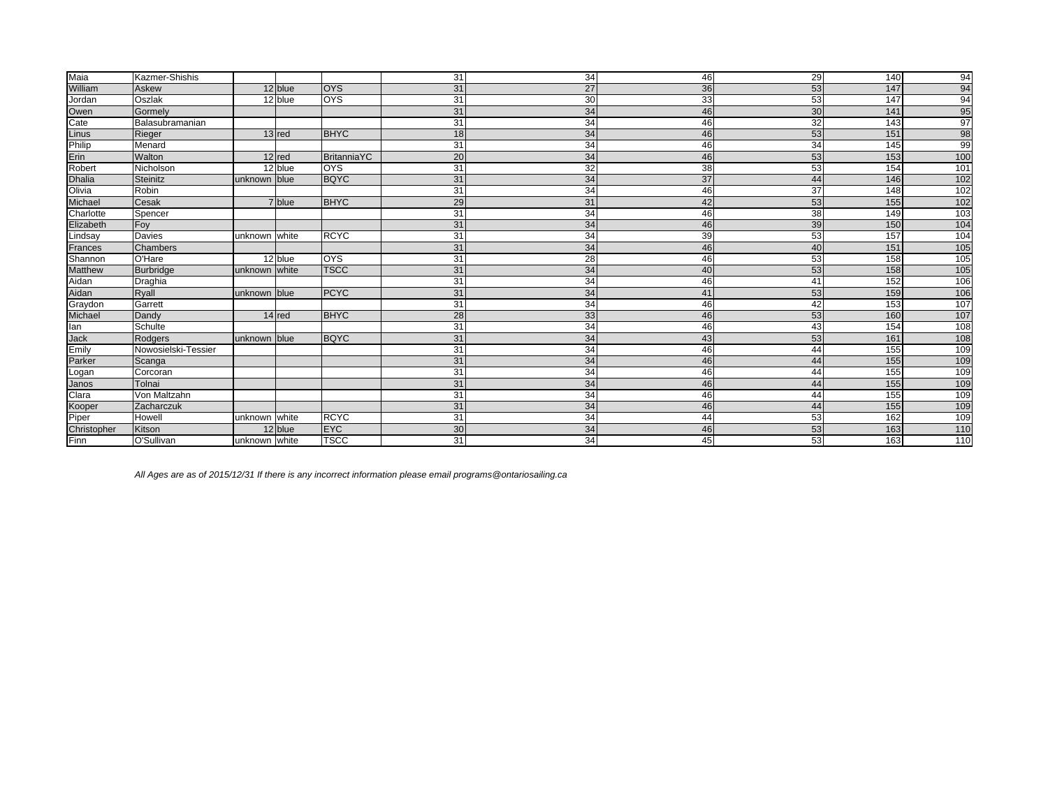| | | | | | | | | | | |
|---|---|---|---|---|---|---|---|---|---|---|
| Maia | Kazmer-Shishis | | | | 31 | 34 | 46 | 29 | 140 | 94 |
| William | Askew | 12 | blue | OYS | 31 | 27 | 36 | 53 | 147 | 94 |
| Jordan | Oszlak | 12 | blue | OYS | 31 | 30 | 33 | 53 | 147 | 94 |
| Owen | Gormely | | | | 31 | 34 | 46 | 30 | 141 | 95 |
| Cate | Balasubramanian | | | | 31 | 34 | 46 | 32 | 143 | 97 |
| Linus | Rieger | 13 | red | BHYC | 18 | 34 | 46 | 53 | 151 | 98 |
| Philip | Menard | | | | 31 | 34 | 46 | 34 | 145 | 99 |
| Erin | Walton | 12 | red | BritanniaYC | 20 | 34 | 46 | 53 | 153 | 100 |
| Robert | Nicholson | 12 | blue | OYS | 31 | 32 | 38 | 53 | 154 | 101 |
| Dhalia | Steinitz | unknown | blue | BQYC | 31 | 34 | 37 | 44 | 146 | 102 |
| Olivia | Robin | | | | 31 | 34 | 46 | 37 | 148 | 102 |
| Michael | Cesak | 7 | blue | BHYC | 29 | 31 | 42 | 53 | 155 | 102 |
| Charlotte | Spencer | | | | 31 | 34 | 46 | 38 | 149 | 103 |
| Elizabeth | Foy | | | | 31 | 34 | 46 | 39 | 150 | 104 |
| Lindsay | Davies | unknown | white | RCYC | 31 | 34 | 39 | 53 | 157 | 104 |
| Frances | Chambers | | | | 31 | 34 | 46 | 40 | 151 | 105 |
| Shannon | O'Hare | 12 | blue | OYS | 31 | 28 | 46 | 53 | 158 | 105 |
| Matthew | Burbridge | unknown | white | TSCC | 31 | 34 | 40 | 53 | 158 | 105 |
| Aidan | Draghia | | | | 31 | 34 | 46 | 41 | 152 | 106 |
| Aidan | Ryall | unknown | blue | PCYC | 31 | 34 | 41 | 53 | 159 | 106 |
| Graydon | Garrett | | | | 31 | 34 | 46 | 42 | 153 | 107 |
| Michael | Dandy | 14 | red | BHYC | 28 | 33 | 46 | 53 | 160 | 107 |
| Ian | Schulte | | | | 31 | 34 | 46 | 43 | 154 | 108 |
| Jack | Rodgers | unknown | blue | BQYC | 31 | 34 | 43 | 53 | 161 | 108 |
| Emily | Nowosielski-Tessier | | | | 31 | 34 | 46 | 44 | 155 | 109 |
| Parker | Scanga | | | | 31 | 34 | 46 | 44 | 155 | 109 |
| Logan | Corcoran | | | | 31 | 34 | 46 | 44 | 155 | 109 |
| Janos | Tolnai | | | | 31 | 34 | 46 | 44 | 155 | 109 |
| Clara | Von Maltzahn | | | | 31 | 34 | 46 | 44 | 155 | 109 |
| Kooper | Zacharczuk | | | | 31 | 34 | 46 | 44 | 155 | 109 |
| Piper | Howell | unknown | white | RCYC | 31 | 34 | 44 | 53 | 162 | 109 |
| Christopher | Kitson | 12 | blue | EYC | 30 | 34 | 46 | 53 | 163 | 110 |
| Finn | O'Sullivan | unknown | white | TSCC | 31 | 34 | 45 | 53 | 163 | 110 |

*All Ages are as of 2015/12/31 If there is any incorrect information please email programs@ontariosailing.ca*